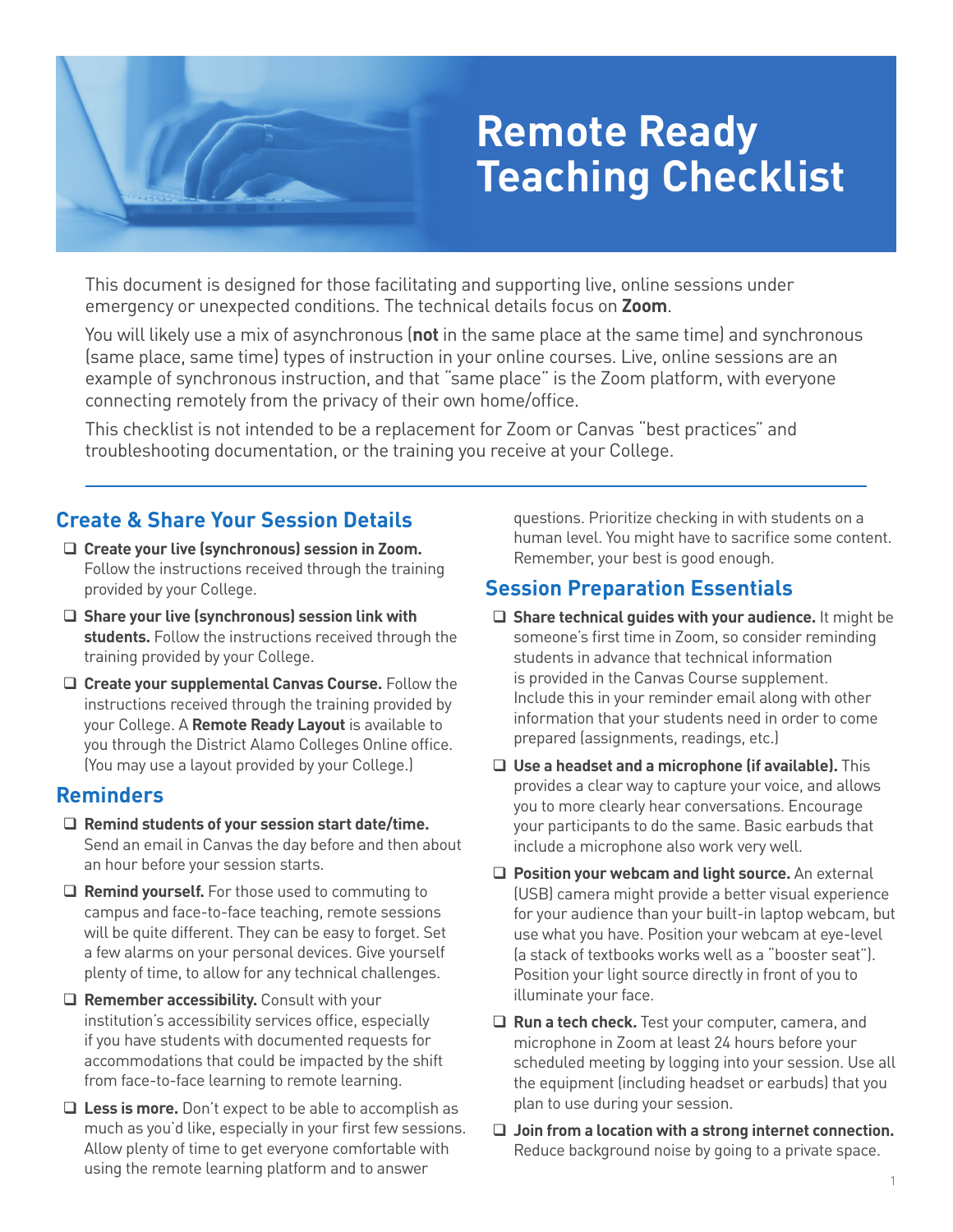# Remote Ready Teaching Checklist

This document is designed for those facilitating and supporting live, online sessions under emergency or unexpected conditions. The technical details focus on **Zoom**.

You will likely use a mix of asynchronous (**not** in the same place at the same time) and synchronous (same place, same time) types of instruction in your online courses. Live, online sessions are an example of synchronous instruction, and that "same place" is the Zoom platform, with everyone connecting remotely from the privacy of their own home/office.

This checklist is not intended to be a replacement for Zoom or Canvas "best practices" and troubleshooting documentation, or the training you receive at your College.

---

## Create & Share Your Session Details

- ❑ **Create your live (synchronous) session in Zoom.** Follow the instructions received through the training provided by your College.
- ❑ **Share your live (synchronous) session link with students.** Follow the instructions received through the training provided by your College.
- ❑ **Create your supplemental Canvas Course.** Follow the instructions received through the training provided by your College. A **Remote Ready Layout** is available to you through the District Alamo Colleges Online office. (You may use a layout provided by your College.)

## Reminders

- ❑ **Remind students of your session start date/time.** Send an email in Canvas the day before and then about an hour before your session starts.
- ❑ **Remind yourself.** For those used to commuting to campus and face-to-face teaching, remote sessions will be quite different. They can be easy to forget. Set a few alarms on your personal devices. Give yourself plenty of time, to allow for any technical challenges.
- ❑ **Remember accessibility.** Consult with your institution's accessibility services office, especially if you have students with documented requests for accommodations that could be impacted by the shift from face-to-face learning to remote learning.
- ❑ **Less is more.** Don't expect to be able to accomplish as much as you'd like, especially in your first few sessions. Allow plenty of time to get everyone comfortable with using the remote learning platform and to answer questions. Prioritize checking in with students on a human level. You might have to sacrifice some content. Remember, your best is good enough.

## Session Preparation Essentials

- ❑ **Share technical guides with your audience.** It might be someone's first time in Zoom, so consider reminding students in advance that technical information is provided in the Canvas Course supplement. Include this in your reminder email along with other information that your students need in order to come prepared (assignments, readings, etc.)
- ❑ **Use a headset and a microphone (if available).** This provides a clear way to capture your voice, and allows you to more clearly hear conversations. Encourage your participants to do the same. Basic earbuds that include a microphone also work very well.
- ❑ **Position your webcam and light source.** An external (USB) camera might provide a better visual experience for your audience than your built-in laptop webcam, but use what you have. Position your webcam at eye-level (a stack of textbooks works well as a "booster seat"). Position your light source directly in front of you to illuminate your face.
- ❑ **Run a tech check.** Test your computer, camera, and microphone in Zoom at least 24 hours before your scheduled meeting by logging into your session. Use all the equipment (including headset or earbuds) that you plan to use during your session.
- ❑ **Join from a location with a strong internet connection.** Reduce background noise by going to a private space.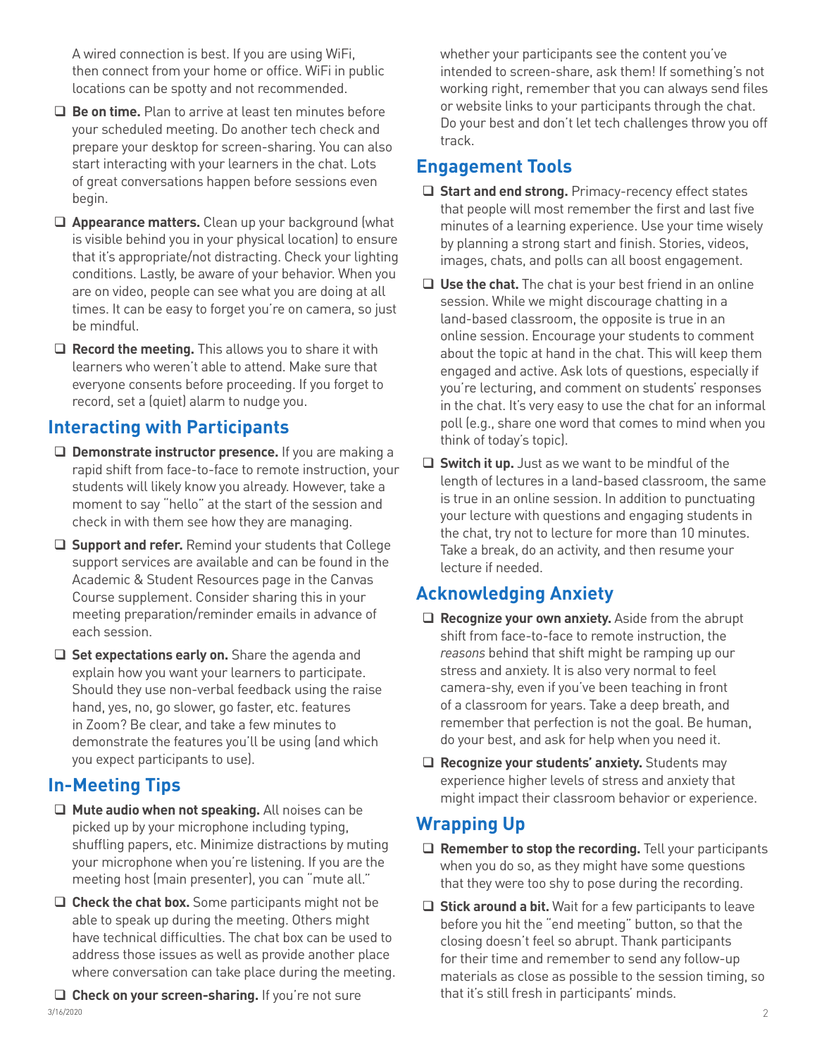A wired connection is best. If you are using WiFi, then connect from your home or office. WiFi in public locations can be spotty and not recommended.

- ❑ **Be on time.** Plan to arrive at least ten minutes before your scheduled meeting. Do another tech check and prepare your desktop for screen-sharing. You can also start interacting with your learners in the chat. Lots of great conversations happen before sessions even begin.
- ❑ **Appearance matters.** Clean up your background (what is visible behind you in your physical location) to ensure that it's appropriate/not distracting. Check your lighting conditions. Lastly, be aware of your behavior. When you are on video, people can see what you are doing at all times. It can be easy to forget you're on camera, so just be mindful.
- ❑ **Record the meeting.** This allows you to share it with learners who weren't able to attend. Make sure that everyone consents before proceeding. If you forget to record, set a (quiet) alarm to nudge you.

## Interacting with Participants

- ❑ **Demonstrate instructor presence.** If you are making a rapid shift from face-to-face to remote instruction, your students will likely know you already. However, take a moment to say "hello" at the start of the session and check in with them see how they are managing.
- ❑ **Support and refer.** Remind your students that College support services are available and can be found in the Academic & Student Resources page in the Canvas Course supplement. Consider sharing this in your meeting preparation/reminder emails in advance of each session.
- ❑ **Set expectations early on.** Share the agenda and explain how you want your learners to participate. Should they use non-verbal feedback using the raise hand, yes, no, go slower, go faster, etc. features in Zoom? Be clear, and take a few minutes to demonstrate the features you'll be using (and which you expect participants to use).

## In-Meeting Tips

- ❑ **Mute audio when not speaking.** All noises can be picked up by your microphone including typing, shuffling papers, etc. Minimize distractions by muting your microphone when you're listening. If you are the meeting host (main presenter), you can "mute all."
- ❑ **Check the chat box.** Some participants might not be able to speak up during the meeting. Others might have technical difficulties. The chat box can be used to address those issues as well as provide another place where conversation can take place during the meeting.
- ❑ **Check on your screen-sharing.** If you're not sure whether your participants see the content you've intended to screen-share, ask them! If something's not working right, remember that you can always send files or website links to your participants through the chat. Do your best and don't let tech challenges throw you off track.

## Engagement Tools

- ❑ **Start and end strong.** Primacy-recency effect states that people will most remember the first and last five minutes of a learning experience. Use your time wisely by planning a strong start and finish. Stories, videos, images, chats, and polls can all boost engagement.
- ❑ **Use the chat.** The chat is your best friend in an online session. While we might discourage chatting in a land-based classroom, the opposite is true in an online session. Encourage your students to comment about the topic at hand in the chat. This will keep them engaged and active. Ask lots of questions, especially if you're lecturing, and comment on students' responses in the chat. It's very easy to use the chat for an informal poll (e.g., share one word that comes to mind when you think of today's topic).
- ❑ **Switch it up.** Just as we want to be mindful of the length of lectures in a land-based classroom, the same is true in an online session. In addition to punctuating your lecture with questions and engaging students in the chat, try not to lecture for more than 10 minutes. Take a break, do an activity, and then resume your lecture if needed.

## Acknowledging Anxiety

- ❑ **Recognize your own anxiety.** Aside from the abrupt shift from face-to-face to remote instruction, the *reasons* behind that shift might be ramping up our stress and anxiety. It is also very normal to feel camera-shy, even if you've been teaching in front of a classroom for years. Take a deep breath, and remember that perfection is not the goal. Be human, do your best, and ask for help when you need it.
- ❑ **Recognize your students' anxiety.** Students may experience higher levels of stress and anxiety that might impact their classroom behavior or experience.

## Wrapping Up

- ❑ **Remember to stop the recording.** Tell your participants when you do so, as they might have some questions that they were too shy to pose during the recording.
- ❑ **Stick around a bit.** Wait for a few participants to leave before you hit the "end meeting" button, so that the closing doesn't feel so abrupt. Thank participants for their time and remember to send any follow-up materials as close as possible to the session timing, so that it's still fresh in participants' minds.

3/16/2020